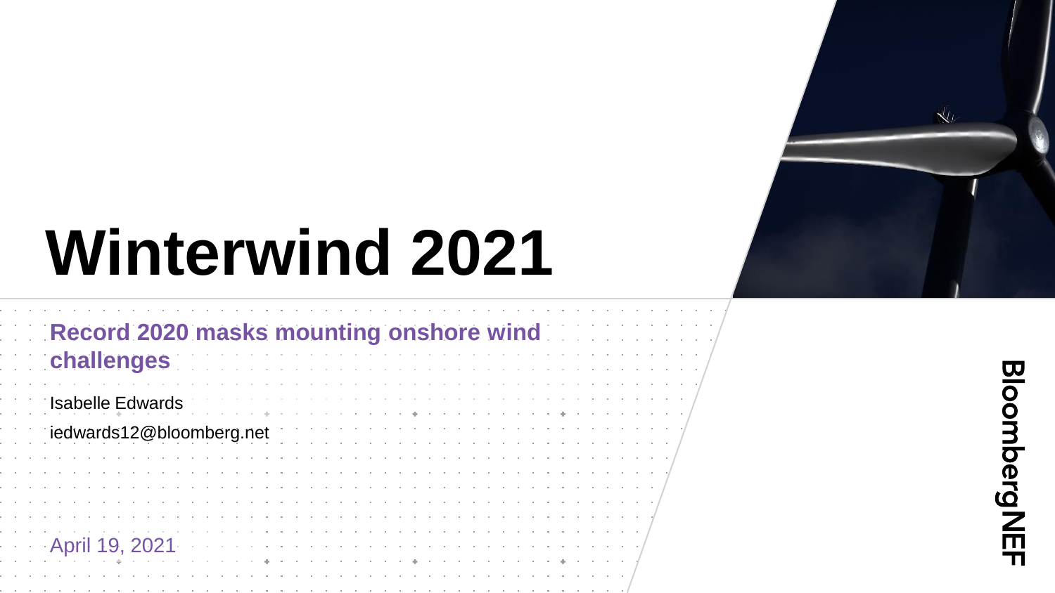# Winterwind 2021

## Record 2020 masks mounting onshore wind challenges

Isabelle Edwards

iedwards12@bloomberg.net

April 19, 2021

BloombergNEF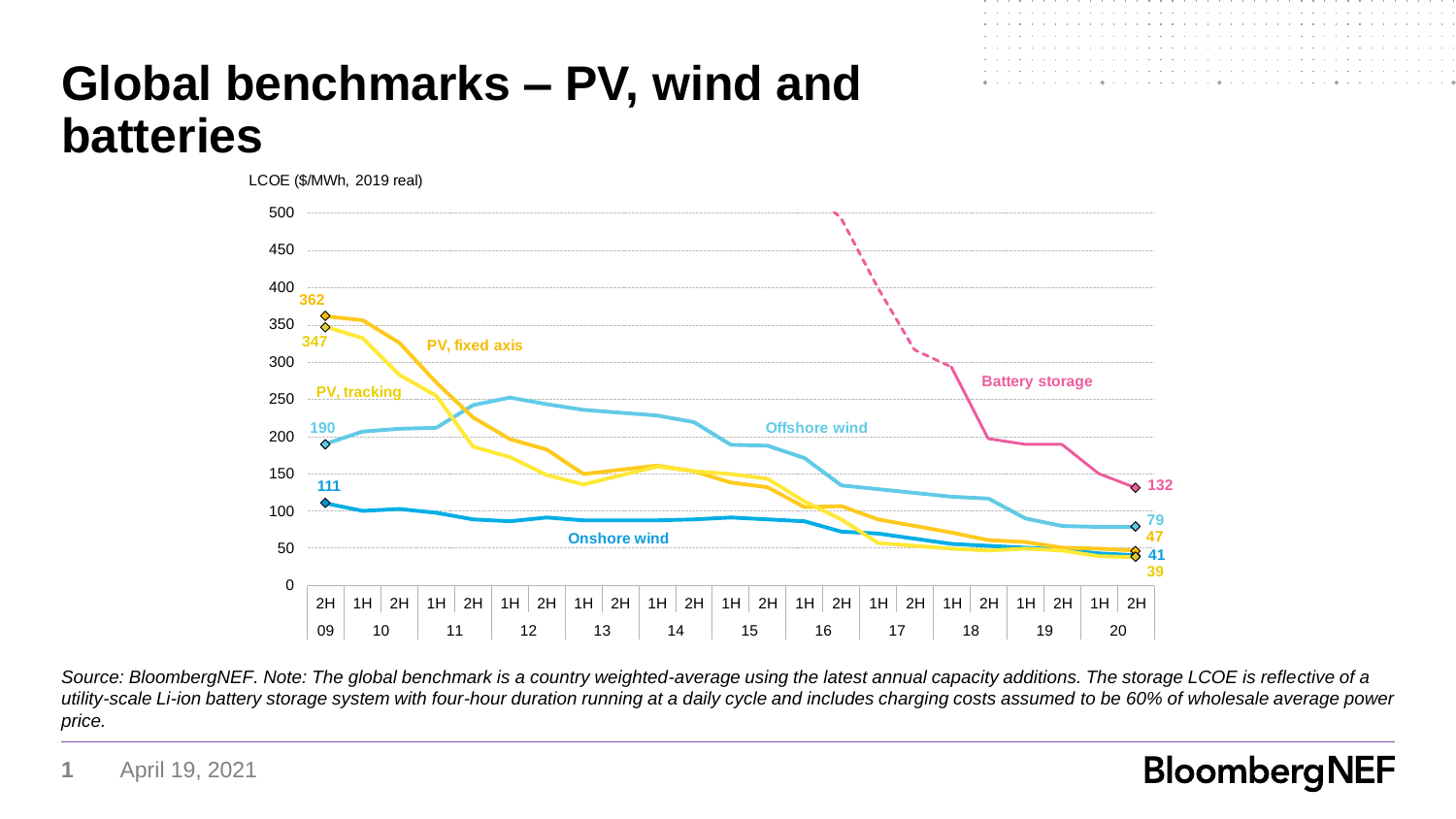# Global benchmarks – PV, wind and batteries

LCOE ($/MWh, 2019 real)

*Source: BloombergNEF. Note: The global benchmark is a country weighted-average using the latest annual capacity additions. The storage LCOE is reflective of a utility-scale Li-ion battery storage system with four-hour duration running at a daily cycle and includes charging costs assumed to be 60% of wholesale average power price.*

April 19, 2021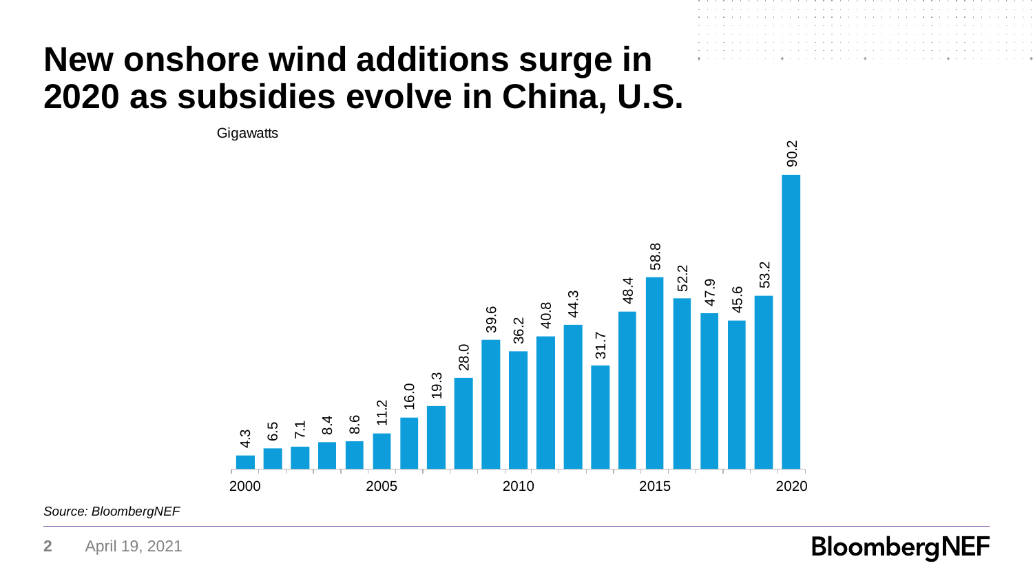# New onshore wind additions surge in 2020 as subsidies evolve in China, U.S.

Gigawatts

| Year | Gigawatts |
|---|---|
| 2000 | 4.3 |
| 2001 | 6.5 |
| 2002 | 7.1 |
| 2003 | 8.4 |
| 2004 | 8.6 |
| 2005 | 11.2 |
| 2006 | 16.0 |
| 2007 | 19.3 |
| 2008 | 28.0 |
| 2009 | 39.6 |
| 2010 | 36.2 |
| 2011 | 40.8 |
| 2012 | 44.3 |
| 2013 | 31.7 |
| 2014 | 48.4 |
| 2015 | 58.8 |
| 2016 | 52.2 |
| 2017 | 47.9 |
| 2018 | 45.6 |
| 2019 | 53.2 |
| 2020 | 90.2 |

*Source: BloombergNEF*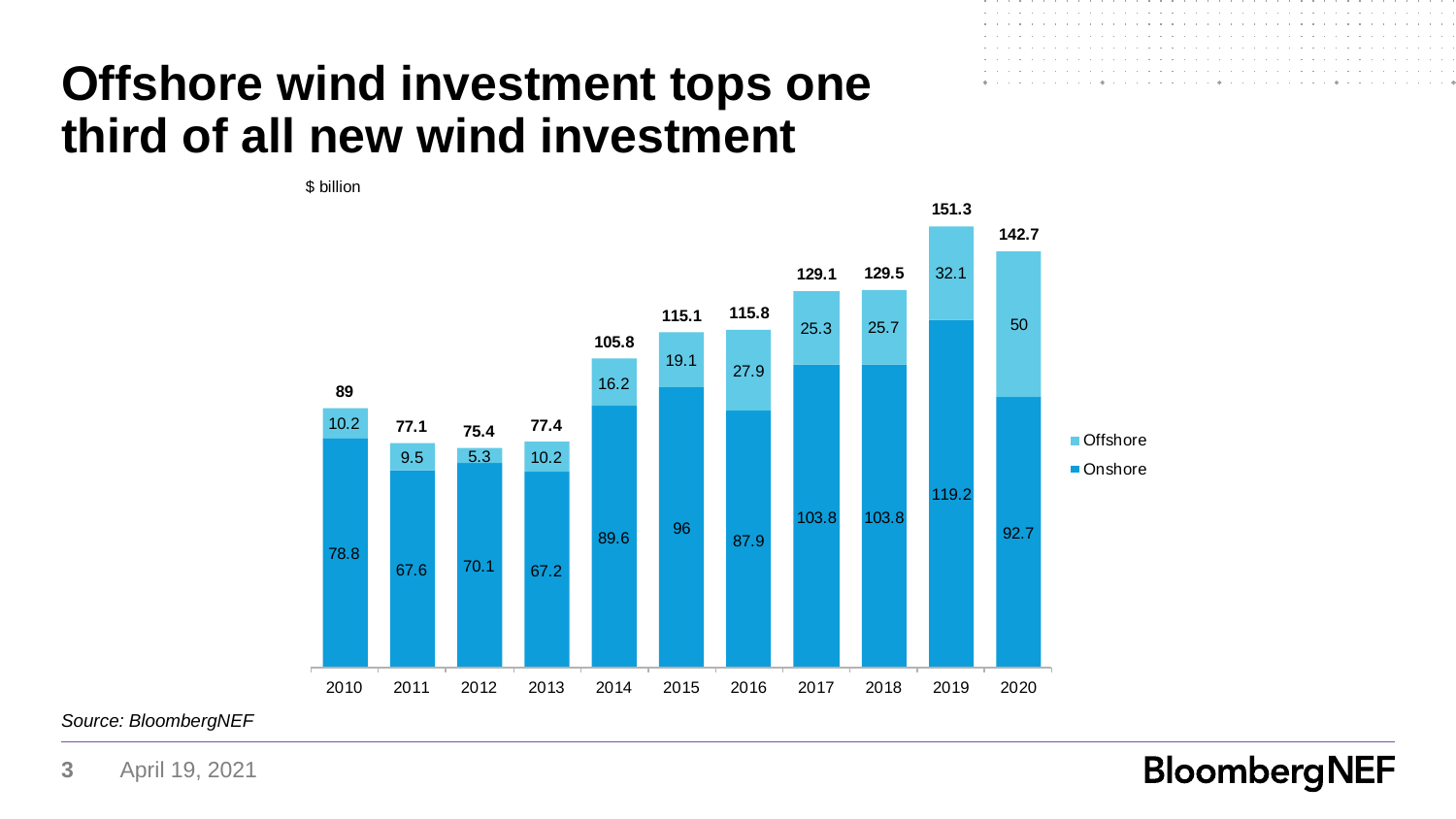# Offshore wind investment tops one third of all new wind investment

$ billion

| Year | Onshore | Offshore | Total |
|---|---|---|---|
| 2010 | 78.8 | 10.2 | 89 |
| 2011 | 67.6 | 9.5 | 77.1 |
| 2012 | 70.1 | 5.3 | 75.4 |
| 2013 | 67.2 | 10.2 | 77.4 |
| 2014 | 89.6 | 16.2 | 105.8 |
| 2015 | 96 | 19.1 | 115.1 |
| 2016 | 87.9 | 27.9 | 115.8 |
| 2017 | 103.8 | 25.3 | 129.1 |
| 2018 | 103.8 | 25.7 | 129.5 |
| 2019 | 119.2 | 32.1 | 151.3 |
| 2020 | 92.7 | 50 | 142.7 |

*Source: BloombergNEF*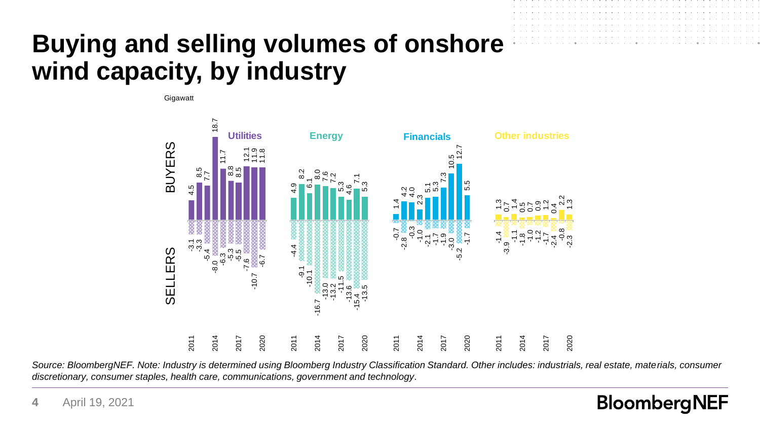# Buying and selling volumes of onshore wind capacity, by industry

Gigawatt

| Year | Utilities Buyers | Utilities Sellers | Energy Buyers | Energy Sellers | Financials Buyers | Financials Sellers | Other industries Buyers | Other industries Sellers |
|---|---|---|---|---|---|---|---|---|
| 2011 | 4.5 | -3.1 | 4.9 | -4.4 | 1.4 | -0.7 | 1.3 | -1.4 |
| 2012 | 8.5 | -3.3 | 8.2 | -9.1 | 4.2 | -2.8 | 0.7 | -3.9 |
| 2013 | 7.7 | -5.4 | 6.1 | -10.1 | 4.0 | -0.3 | 1.4 | -1.1 |
| 2014 | 18.7 | -8.0 | 8.0 | -16.7 | 2.3 | -1.0 | 0.5 | -1.8 |
| 2015 | 11.7 | -6.3 | 7.6 | -13.0 | 5.1 | -2.1 | 0.7 | -1.0 |
| 2016 | 8.8 | -5.3 | 7.2 | -13.2 | 5.3 | -1.7 | 0.9 | -1.2 |
| 2017 | 8.5 | -5.5 | 5.3 | -11.5 | 7.3 | -1.9 | 1.2 | -1.7 |
| 2018 | 12.1 | -7.6 | 4.6 | -13.6 | 10.5 | -3.0 | 0.4 | -2.4 |
| 2019 | 11.9 | -10.7 | 7.1 | -15.4 | 12.7 | -5.2 | 2.2 | -0.8 |
| 2020 | 11.8 | -6.7 | 5.3 | -13.5 | 5.5 | -1.7 | 1.3 | -2.3 |

*Source: BloombergNEF. Note: Industry is determined using Bloomberg Industry Classification Standard. Other includes: industrials, real estate, materials, consumer discretionary, consumer staples, health care, communications, government and technology.*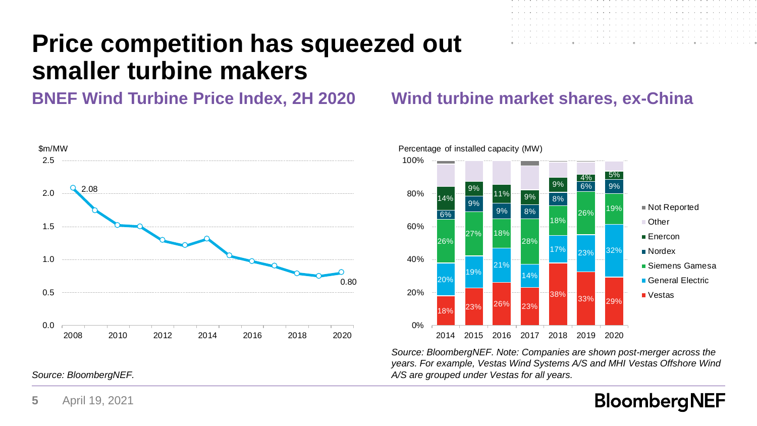# Price competition has squeezed out smaller turbine makers

## BNEF Wind Turbine Price Index, 2H 2020

$m/MW

| Year | Price ($m/MW) |
|---|---|
| 2008 | 2.08 |
| 2020 | 0.80 |

*Source: BloombergNEF.*

## Wind turbine market shares, ex-China

Percentage of installed capacity (MW)

| | 2014 | 2015 | 2016 | 2017 | 2018 | 2019 | 2020 |
|---|---|---|---|---|---|---|---|
| Vestas | 18% | 23% | 26% | 23% | 38% | 33% | 29% |
| General Electric | 20% | 19% | 21% | 14% | 17% | 23% | 32% |
| Siemens Gamesa | 26% | 27% | 18% | 28% | 18% | 26% | 19% |
| Nordex | 6% | 9% | 9% | 8% | 8% | 6% | 9% |
| Enercon | 14% | 9% | 11% | 9% | 9% | 4% | 5% |
| Other | | | | | | | |
| Not Reported | | | | | | | |

*Source: BloombergNEF. Note: Companies are shown post-merger across the years. For example, Vestas Wind Systems A/S and MHI Vestas Offshore Wind A/S are grouped under Vestas for all years.*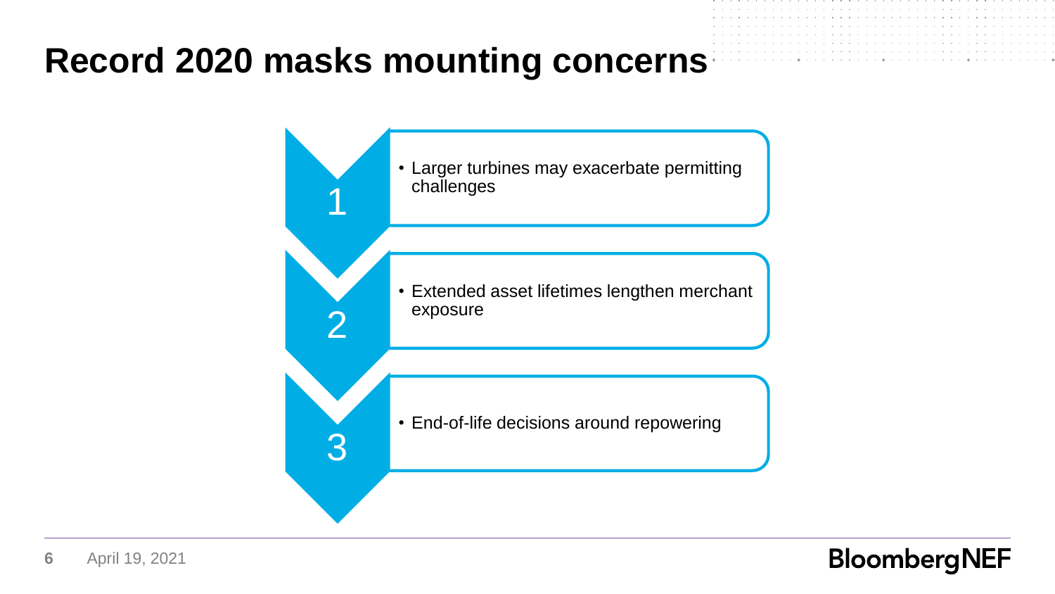# Record 2020 masks mounting concerns

1. Larger turbines may exacerbate permitting challenges
2. Extended asset lifetimes lengthen merchant exposure
3. End-of-life decisions around repowering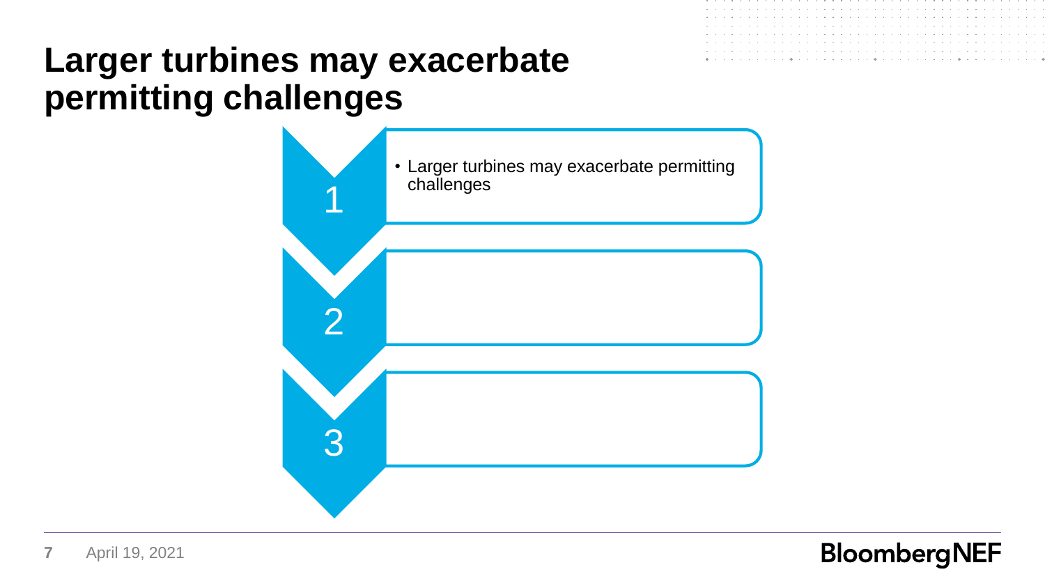# Larger turbines may exacerbate permitting challenges

1

- Larger turbines may exacerbate permitting challenges

2

3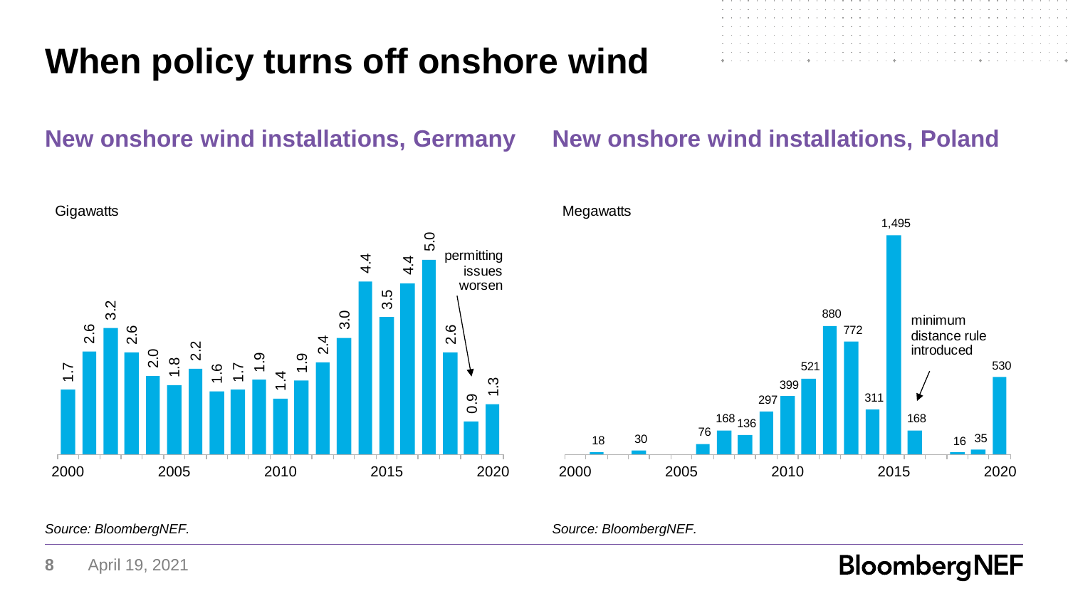# When policy turns off onshore wind

## New onshore wind installations, Germany

Gigawatts

| Year | 2000 | 2001 | 2002 | 2003 | 2004 | 2005 | 2006 | 2007 | 2008 | 2009 | 2010 | 2011 | 2012 | 2013 | 2014 | 2015 | 2016 | 2017 | 2018 | 2019 | 2020 |
|---|---|---|---|---|---|---|---|---|---|---|---|---|---|---|---|---|---|---|---|---|---|
| GW | 1.7 | 2.6 | 3.2 | 2.6 | 2.0 | 1.8 | 2.2 | 1.6 | 1.7 | 1.9 | 1.4 | 1.9 | 2.4 | 3.0 | 4.4 | 3.5 | 4.4 | 5.0 | 2.6 | 0.9 | 1.3 |

permitting issues worsen

*Source: BloombergNEF.*

## New onshore wind installations, Poland

Megawatts

| Year | 2001 | 2003 | 2006 | 2007 | 2008 | 2009 | 2010 | 2011 | 2012 | 2013 | 2014 | 2015 | 2016 | 2018 | 2019 | 2020 |
|---|---|---|---|---|---|---|---|---|---|---|---|---|---|---|---|---|
| MW | 18 | 30 | 76 | 168 | 136 | 297 | 399 | 521 | 880 | 772 | 311 | 1,495 | 168 | 16 | 35 | 530 |

minimum distance rule introduced

*Source: BloombergNEF.*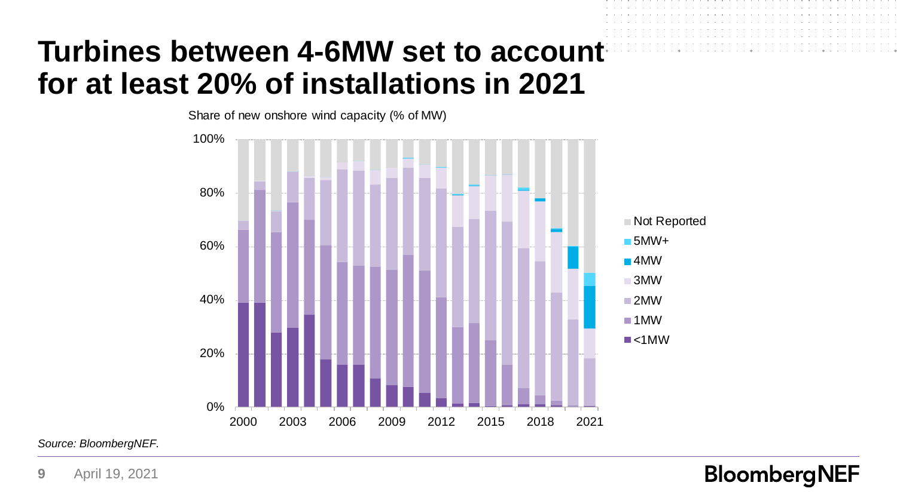# Turbines between 4-6MW set to account for at least 20% of installations in 2021

Share of new onshore wind capacity (% of MW)

*Source: BloombergNEF.*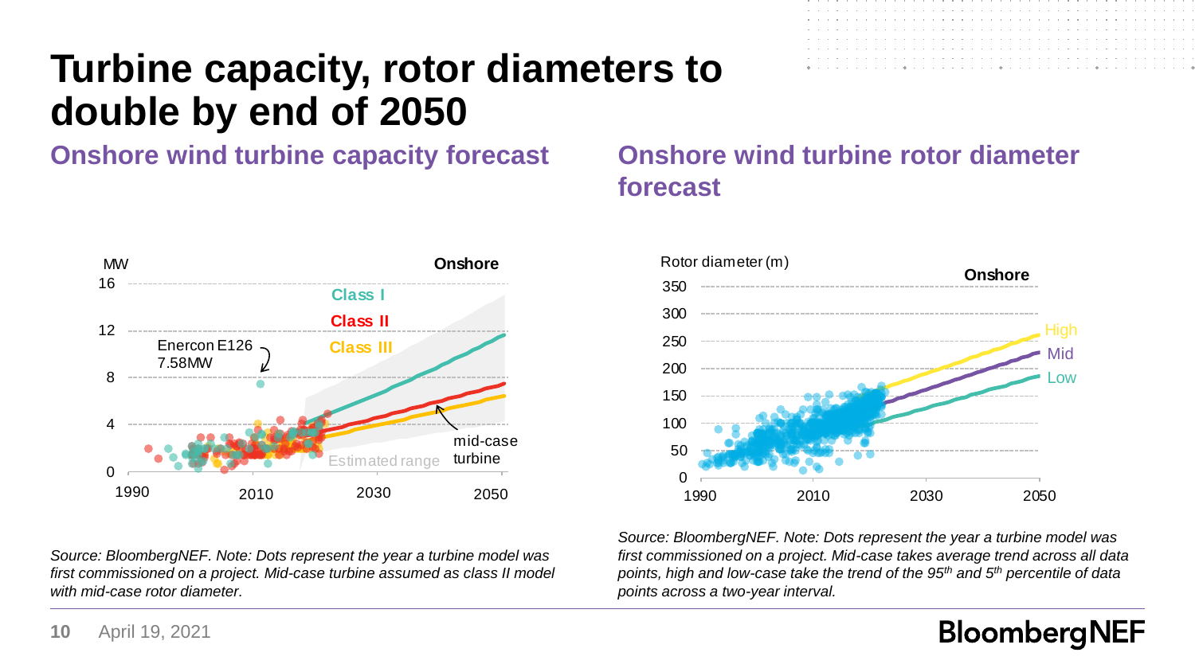# Turbine capacity, rotor diameters to double by end of 2050

## Onshore wind turbine capacity forecast

*Source: BloombergNEF. Note: Dots represent the year a turbine model was first commissioned on a project. Mid-case turbine assumed as class II model with mid-case rotor diameter.*

## Onshore wind turbine rotor diameter forecast

*Source: BloombergNEF. Note: Dots represent the year a turbine model was first commissioned on a project. Mid-case takes average trend across all data points, high and low-case take the trend of the 95th and 5th percentile of data points across a two-year interval.*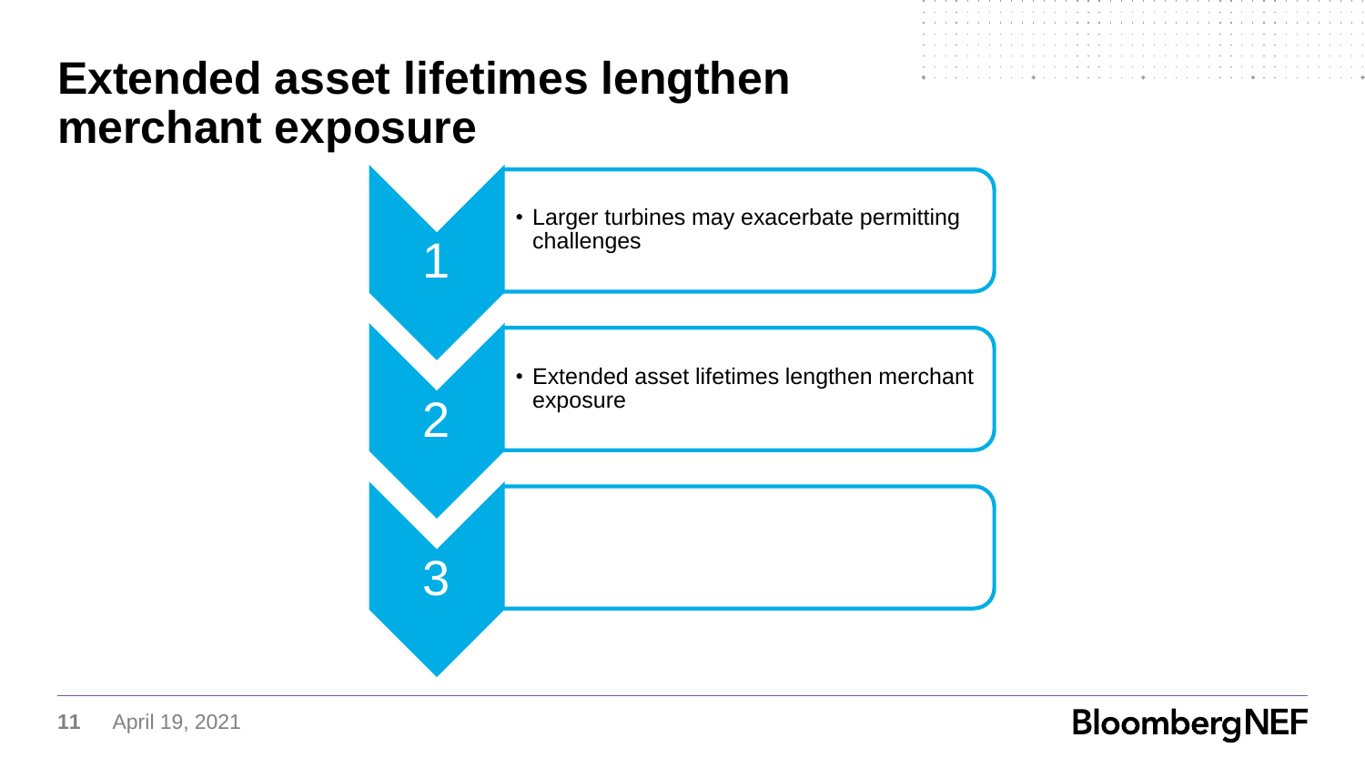# Extended asset lifetimes lengthen merchant exposure

1
- Larger turbines may exacerbate permitting challenges

2
- Extended asset lifetimes lengthen merchant exposure

3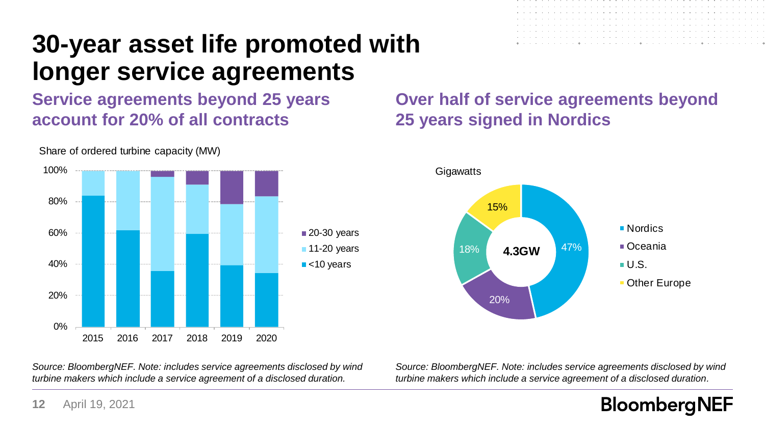# 30-year asset life promoted with longer service agreements

## Service agreements beyond 25 years account for 20% of all contracts

Share of ordered turbine capacity (MW)

| Year | <10 years | 11-20 years | 20-30 years |
|---|---|---|---|
| 2015 | ~84% | ~16% | 0% |
| 2016 | ~62% | ~38% | 0% |
| 2017 | ~36% | ~60% | ~4% |
| 2018 | ~60% | ~31% | ~9% |
| 2019 | ~39% | ~39% | ~22% |
| 2020 | ~34% | ~50% | ~16% |

*Source: BloombergNEF. Note: includes service agreements disclosed by wind turbine makers which include a service agreement of a disclosed duration.*

## Over half of service agreements beyond 25 years signed in Nordics

Gigawatts

Total: 4.3GW

| Region | Share |
|---|---|
| Nordics | 47% |
| Oceania | 20% |
| U.S. | 18% |
| Other Europe | 15% |

*Source: BloombergNEF. Note: includes service agreements disclosed by wind turbine makers which include a service agreement of a disclosed duration.*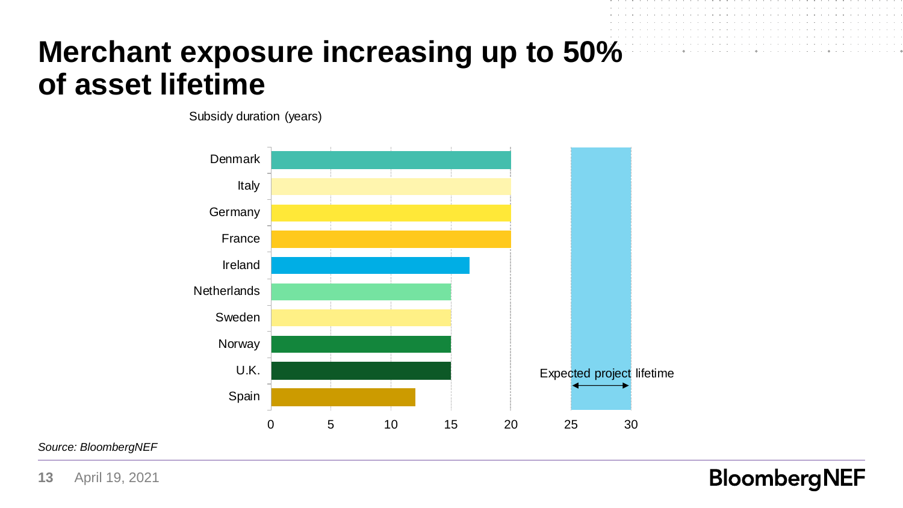# Merchant exposure increasing up to 50% of asset lifetime

Subsidy duration (years)

| Country | Subsidy duration (years) |
| --- | --- |
| Denmark | 20 |
| Italy | 20 |
| Germany | 20 |
| France | 20 |
| Ireland | 16.5 |
| Netherlands | 15 |
| Sweden | 15 |
| Norway | 15 |
| U.K. | 15 |
| Spain | 12 |

Expected project lifetime: 25–30 years

*Source: BloombergNEF*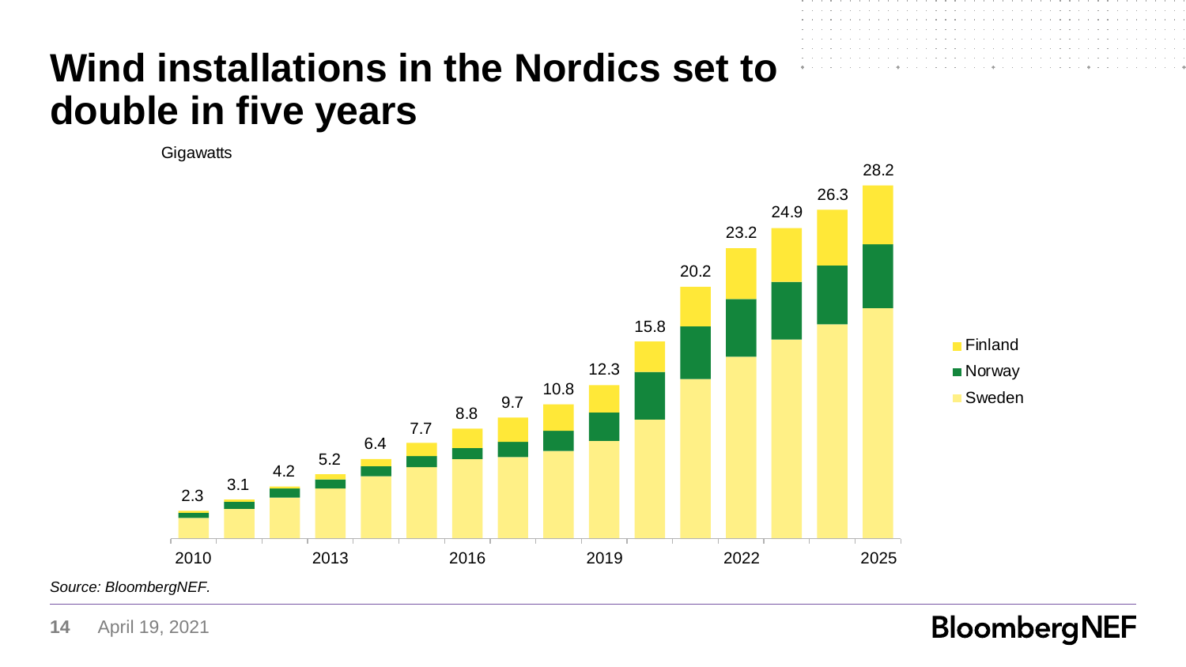# Wind installations in the Nordics set to double in five years

Gigawatts

| Year | Total |
| --- | --- |
| 2010 | 2.3 |
| 2011 | 3.1 |
| 2012 | 4.2 |
| 2013 | 5.2 |
| 2014 | 6.4 |
| 2015 | 7.7 |
| 2016 | 8.8 |
| 2017 | 9.7 |
| 2018 | 10.8 |
| 2019 | 12.3 |
| 2020 | 15.8 |
| 2021 | 20.2 |
| 2022 | 23.2 |
| 2023 | 24.9 |
| 2024 | 26.3 |
| 2025 | 28.2 |

Legend: Finland, Norway, Sweden

*Source: BloombergNEF.*

April 19, 2021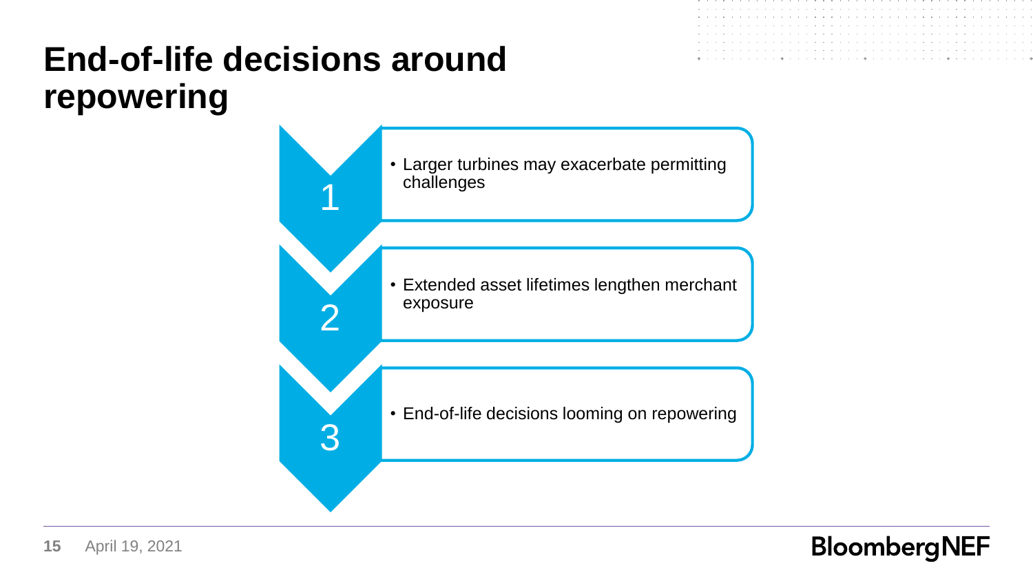# End-of-life decisions around repowering

1. Larger turbines may exacerbate permitting challenges

2. Extended asset lifetimes lengthen merchant exposure

3. End-of-life decisions looming on repowering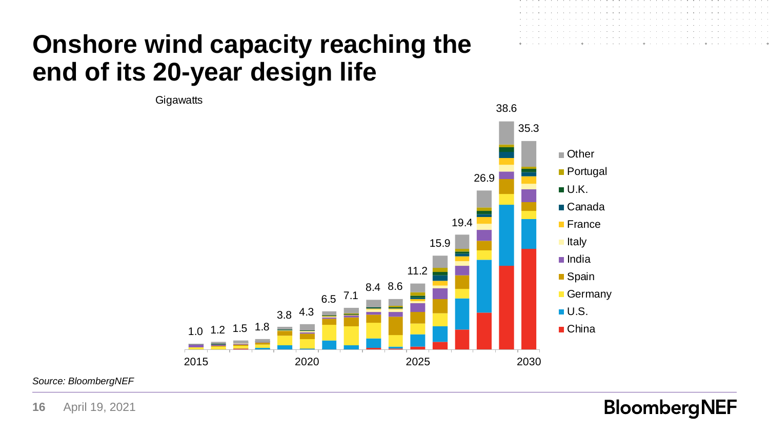# Onshore wind capacity reaching the end of its 20-year design life

Gigawatts

| Year | Total (GW) |
| --- | --- |
| 2015 | 1.0 |
| 2016 | 1.2 |
| 2017 | 1.5 |
| 2018 | 1.8 |
| 2019 | 3.8 |
| 2020 | 4.3 |
| 2021 | 6.5 |
| 2022 | 7.1 |
| 2023 | 8.4 |
| 2024 | 8.6 |
| 2025 | 11.2 |
| 2026 | 15.9 |
| 2027 | 19.4 |
| 2028 | 26.9 |
| 2029 | 38.6 |
| 2030 | 35.3 |

Legend: Other, Portugal, U.K., Canada, France, Italy, India, Spain, Germany, U.S., China

*Source: BloombergNEF*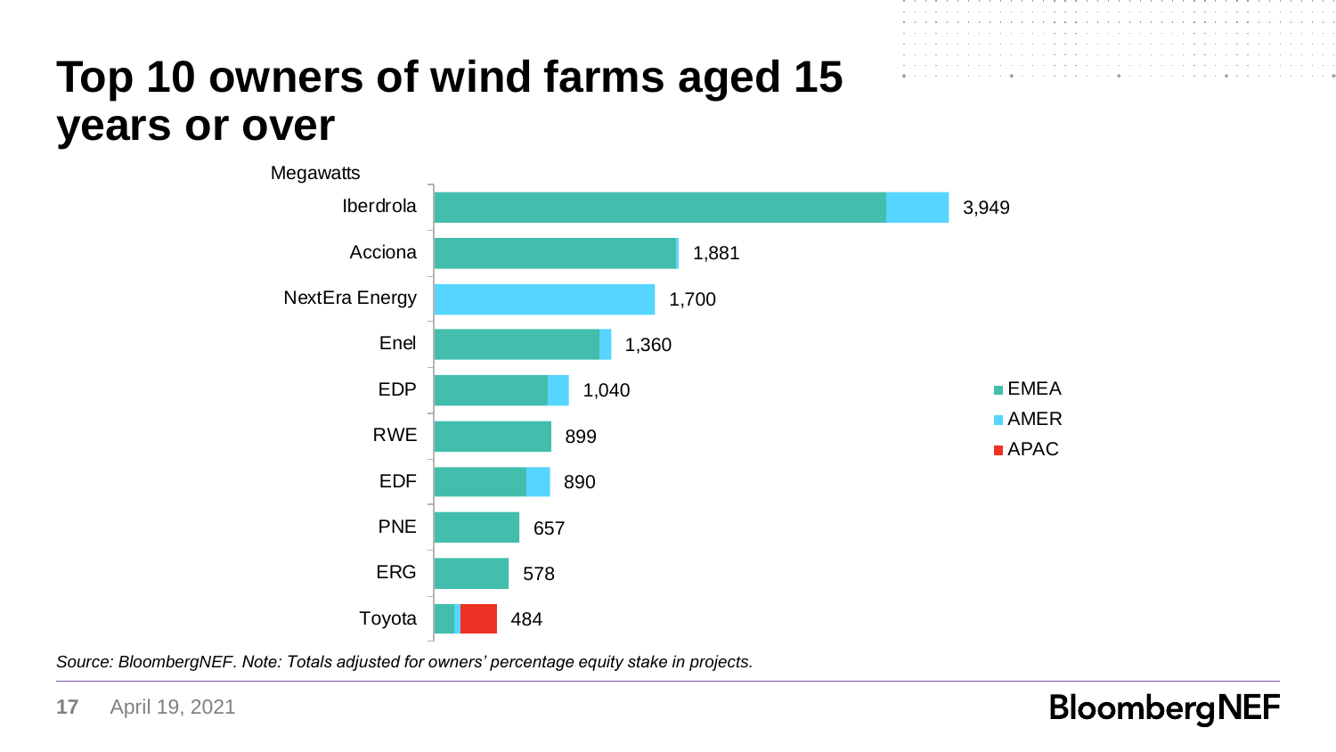# Top 10 owners of wind farms aged 15 years or over

Megawatts

| Owner | Total (MW) |
|---|---|
| Iberdrola | 3,949 |
| Acciona | 1,881 |
| NextEra Energy | 1,700 |
| Enel | 1,360 |
| EDP | 1,040 |
| RWE | 899 |
| EDF | 890 |
| PNE | 657 |
| ERG | 578 |
| Toyota | 484 |

Legend: EMEA, AMER, APAC

*Source: BloombergNEF. Note: Totals adjusted for owners' percentage equity stake in projects.*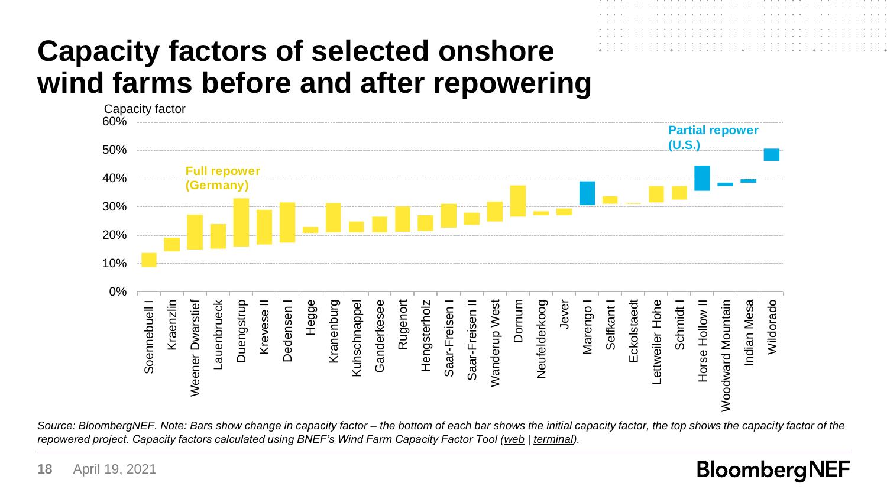# Capacity factors of selected onshore wind farms before and after repowering

Capacity factor

Full repower (Germany)

Partial repower (U.S.)

Soennebuell I, Kraenzlin, Weener Dwarstief, Lauenbrueck, Duengstrup, Krevese II, Dedensen I, Hegge, Kranenburg, Kuhschnappel, Ganderkesee, Rugenort, Hengsterholz, Saar-Freisen I, Saar-Freisen II, Wanderup West, Dornum, Neufelderkoog, Jever, Marengo I, Selfkant I, Eckolstaedt, Lettweiler Hohe, Schmidt I, Horse Hollow II, Woodward Mountain, Indian Mesa, Wildorado

*Source: BloombergNEF. Note: Bars show change in capacity factor – the bottom of each bar shows the initial capacity factor, the top shows the capacity factor of the repowered project. Capacity factors calculated using BNEF's Wind Farm Capacity Factor Tool (web | terminal).*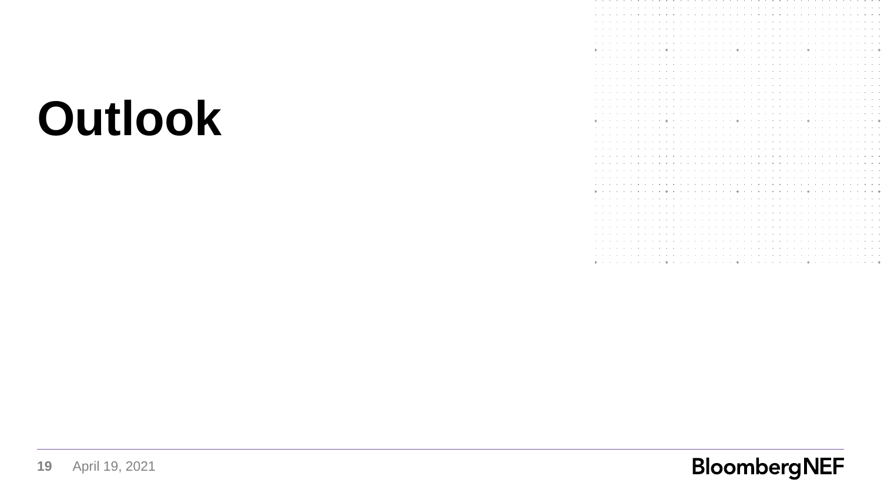# Outlook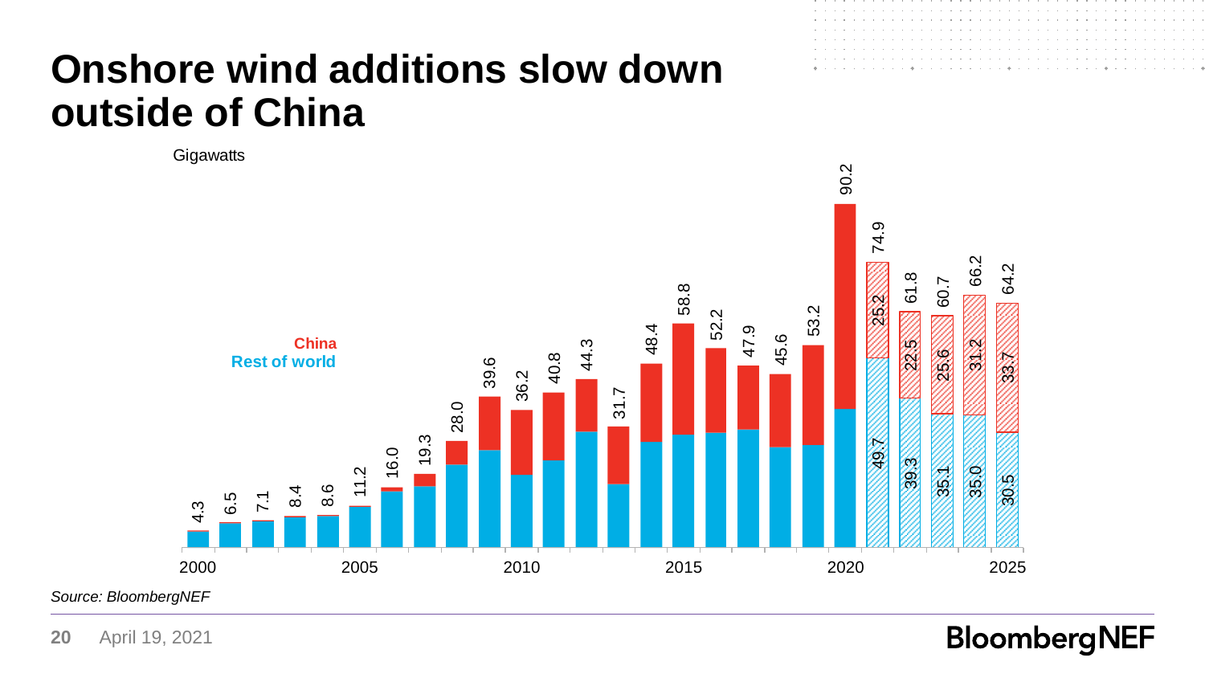# Onshore wind additions slow down outside of China

Gigawatts

| Year | Total | China | Rest of world |
|---|---|---|---|
| 2000 | 4.3 | | |
| 2001 | 6.5 | | |
| 2002 | 7.1 | | |
| 2003 | 8.4 | | |
| 2004 | 8.6 | | |
| 2005 | 11.2 | | |
| 2006 | 16.0 | | |
| 2007 | 19.3 | | |
| 2008 | 28.0 | | |
| 2009 | 39.6 | | |
| 2010 | 36.2 | | |
| 2011 | 40.8 | | |
| 2012 | 44.3 | | |
| 2013 | 31.7 | | |
| 2014 | 48.4 | | |
| 2015 | 58.8 | | |
| 2016 | 52.2 | | |
| 2017 | 47.9 | | |
| 2018 | 45.6 | | |
| 2019 | 53.2 | | |
| 2020 | 90.2 | | |
| 2021 | 74.9 | 25.2 | 49.7 |
| 2022 | 61.8 | 22.5 | 39.3 |
| 2023 | 60.7 | 25.6 | 35.1 |
| 2024 | 66.2 | 31.2 | 35.0 |
| 2025 | 64.2 | 33.7 | 30.5 |

*Source: BloombergNEF*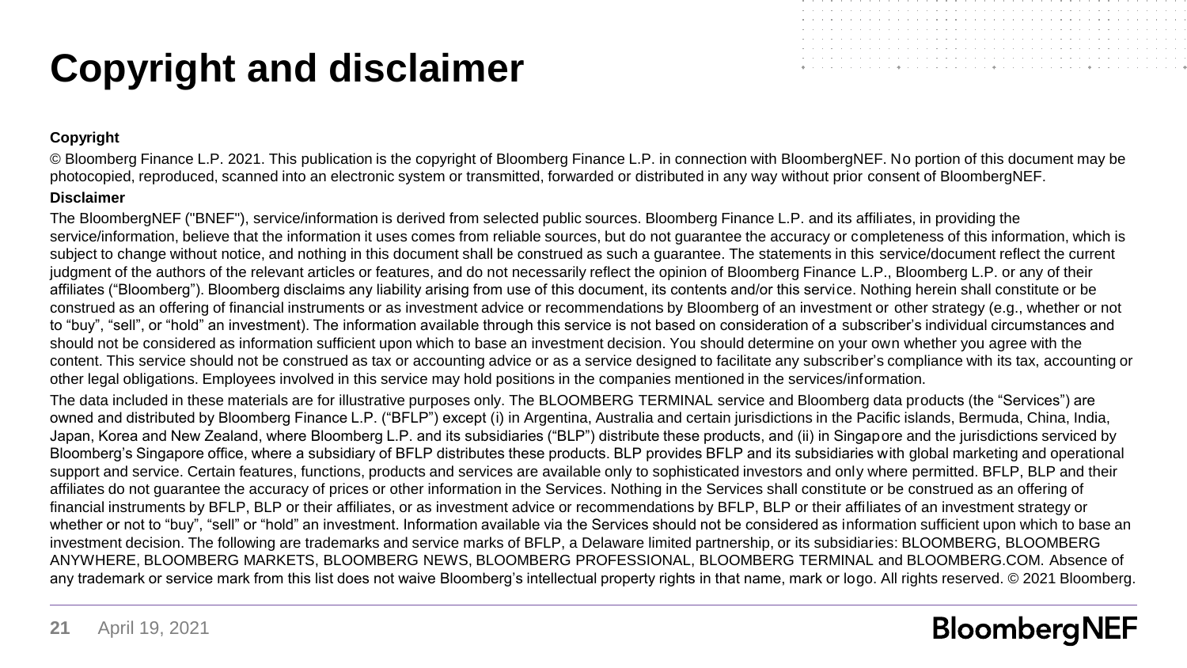# Copyright and disclaimer

**Copyright**

© Bloomberg Finance L.P. 2021. This publication is the copyright of Bloomberg Finance L.P. in connection with BloombergNEF. No portion of this document may be photocopied, reproduced, scanned into an electronic system or transmitted, forwarded or distributed in any way without prior consent of BloombergNEF.

**Disclaimer**

The BloombergNEF ("BNEF"), service/information is derived from selected public sources. Bloomberg Finance L.P. and its affiliates, in providing the service/information, believe that the information it uses comes from reliable sources, but do not guarantee the accuracy or completeness of this information, which is subject to change without notice, and nothing in this document shall be construed as such a guarantee. The statements in this service/document reflect the current judgment of the authors of the relevant articles or features, and do not necessarily reflect the opinion of Bloomberg Finance L.P., Bloomberg L.P. or any of their affiliates ("Bloomberg"). Bloomberg disclaims any liability arising from use of this document, its contents and/or this service. Nothing herein shall constitute or be construed as an offering of financial instruments or as investment advice or recommendations by Bloomberg of an investment or other strategy (e.g., whether or not to "buy", "sell", or "hold" an investment). The information available through this service is not based on consideration of a subscriber's individual circumstances and should not be considered as information sufficient upon which to base an investment decision. You should determine on your own whether you agree with the content. This service should not be construed as tax or accounting advice or as a service designed to facilitate any subscriber's compliance with its tax, accounting or other legal obligations. Employees involved in this service may hold positions in the companies mentioned in the services/information.

The data included in these materials are for illustrative purposes only. The BLOOMBERG TERMINAL service and Bloomberg data products (the "Services") are owned and distributed by Bloomberg Finance L.P. ("BFLP") except (i) in Argentina, Australia and certain jurisdictions in the Pacific islands, Bermuda, China, India, Japan, Korea and New Zealand, where Bloomberg L.P. and its subsidiaries ("BLP") distribute these products, and (ii) in Singapore and the jurisdictions serviced by Bloomberg's Singapore office, where a subsidiary of BFLP distributes these products. BLP provides BFLP and its subsidiaries with global marketing and operational support and service. Certain features, functions, products and services are available only to sophisticated investors and only where permitted. BFLP, BLP and their affiliates do not guarantee the accuracy of prices or other information in the Services. Nothing in the Services shall constitute or be construed as an offering of financial instruments by BFLP, BLP or their affiliates, or as investment advice or recommendations by BFLP, BLP or their affiliates of an investment strategy or whether or not to "buy", "sell" or "hold" an investment. Information available via the Services should not be considered as information sufficient upon which to base an investment decision. The following are trademarks and service marks of BFLP, a Delaware limited partnership, or its subsidiaries: BLOOMBERG, BLOOMBERG ANYWHERE, BLOOMBERG MARKETS, BLOOMBERG NEWS, BLOOMBERG PROFESSIONAL, BLOOMBERG TERMINAL and BLOOMBERG.COM. Absence of any trademark or service mark from this list does not waive Bloomberg's intellectual property rights in that name, mark or logo. All rights reserved. © 2021 Bloomberg.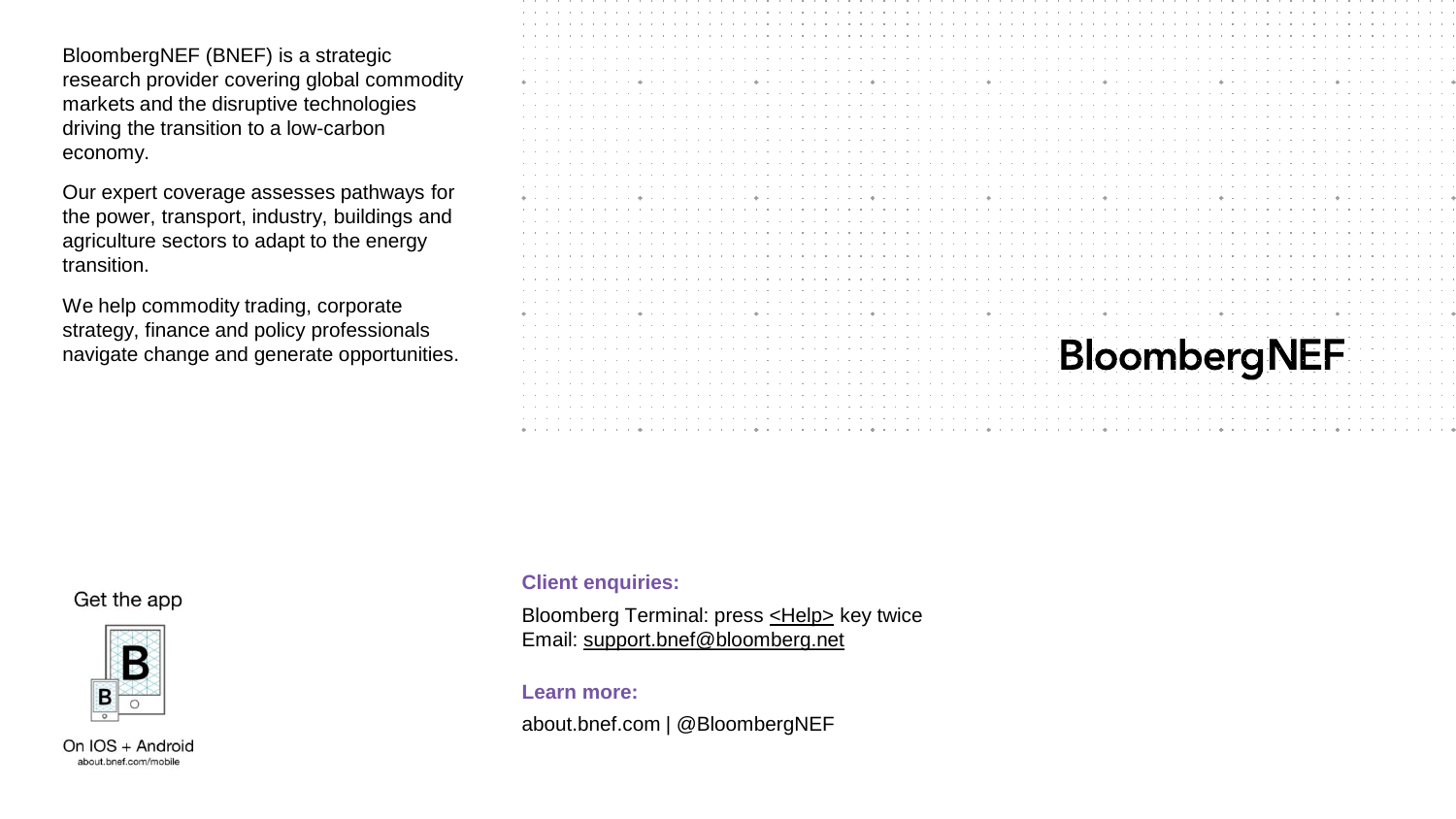BloombergNEF (BNEF) is a strategic research provider covering global commodity markets and the disruptive technologies driving the transition to a low-carbon economy.

Our expert coverage assesses pathways for the power, transport, industry, buildings and agriculture sectors to adapt to the energy transition.

We help commodity trading, corporate strategy, finance and policy professionals navigate change and generate opportunities.

BloombergNEF

Get the app

On IOS + Android

about.bnef.com/mobile

**Client enquiries:**

Bloomberg Terminal: press <Help> key twice

Email: support.bnef@bloomberg.net

**Learn more:**

about.bnef.com | @BloombergNEF